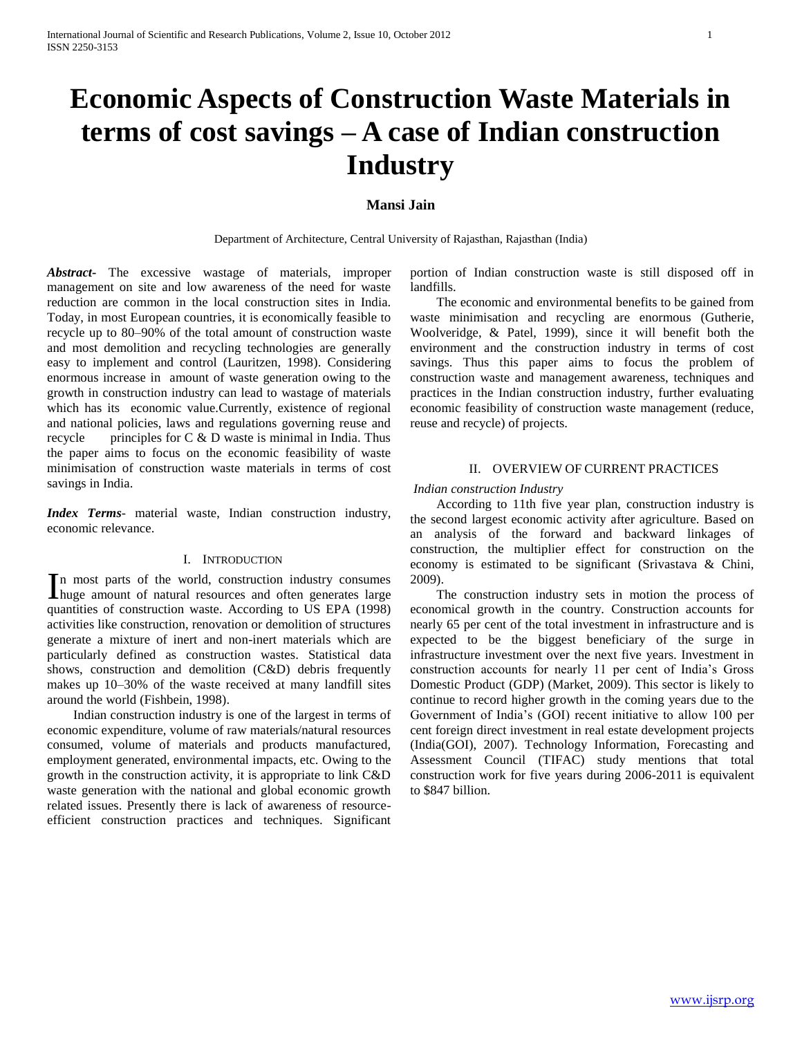# Economic Aspects of Construction Waste Materials in terms of cost savings – A case of Indian construction Industry

**Mansi Jain**

Department of Architecture, Central University of Rajasthan, Rajasthan (India)

***Abstract***- The excessive wastage of materials, improper management on site and low awareness of the need for waste reduction are common in the local construction sites in India. Today, in most European countries, it is economically feasible to recycle up to 80–90% of the total amount of construction waste and most demolition and recycling technologies are generally easy to implement and control (Lauritzen, 1998). Considering enormous increase in amount of waste generation owing to the growth in construction industry can lead to wastage of materials which has its economic value.Currently, existence of regional and national policies, laws and regulations governing reuse and recycle principles for C & D waste is minimal in India. Thus the paper aims to focus on the economic feasibility of waste minimisation of construction waste materials in terms of cost savings in India.

***Index Terms***- material waste, Indian construction industry, economic relevance.

## I. Introduction

In most parts of the world, construction industry consumes huge amount of natural resources and often generates large quantities of construction waste. According to US EPA (1998) activities like construction, renovation or demolition of structures generate a mixture of inert and non-inert materials which are particularly defined as construction wastes. Statistical data shows, construction and demolition (C&D) debris frequently makes up 10–30% of the waste received at many landfill sites around the world (Fishbein, 1998).

Indian construction industry is one of the largest in terms of economic expenditure, volume of raw materials/natural resources consumed, volume of materials and products manufactured, employment generated, environmental impacts, etc. Owing to the growth in the construction activity, it is appropriate to link C&D waste generation with the national and global economic growth related issues. Presently there is lack of awareness of resource-efficient construction practices and techniques. Significant portion of Indian construction waste is still disposed off in landfills.

The economic and environmental benefits to be gained from waste minimisation and recycling are enormous (Gutherie, Woolveridge, & Patel, 1999), since it will benefit both the environment and the construction industry in terms of cost savings. Thus this paper aims to focus the problem of construction waste and management awareness, techniques and practices in the Indian construction industry, further evaluating economic feasibility of construction waste management (reduce, reuse and recycle) of projects.

## II. Overview of Current Practices

*Indian construction Industry*

According to 11th five year plan, construction industry is the second largest economic activity after agriculture. Based on an analysis of the forward and backward linkages of construction, the multiplier effect for construction on the economy is estimated to be significant (Srivastava & Chini, 2009).

The construction industry sets in motion the process of economical growth in the country. Construction accounts for nearly 65 per cent of the total investment in infrastructure and is expected to be the biggest beneficiary of the surge in infrastructure investment over the next five years. Investment in construction accounts for nearly 11 per cent of India's Gross Domestic Product (GDP) (Market, 2009). This sector is likely to continue to record higher growth in the coming years due to the Government of India's (GOI) recent initiative to allow 100 per cent foreign direct investment in real estate development projects (India(GOI), 2007). Technology Information, Forecasting and Assessment Council (TIFAC) study mentions that total construction work for five years during 2006-2011 is equivalent to $847 billion.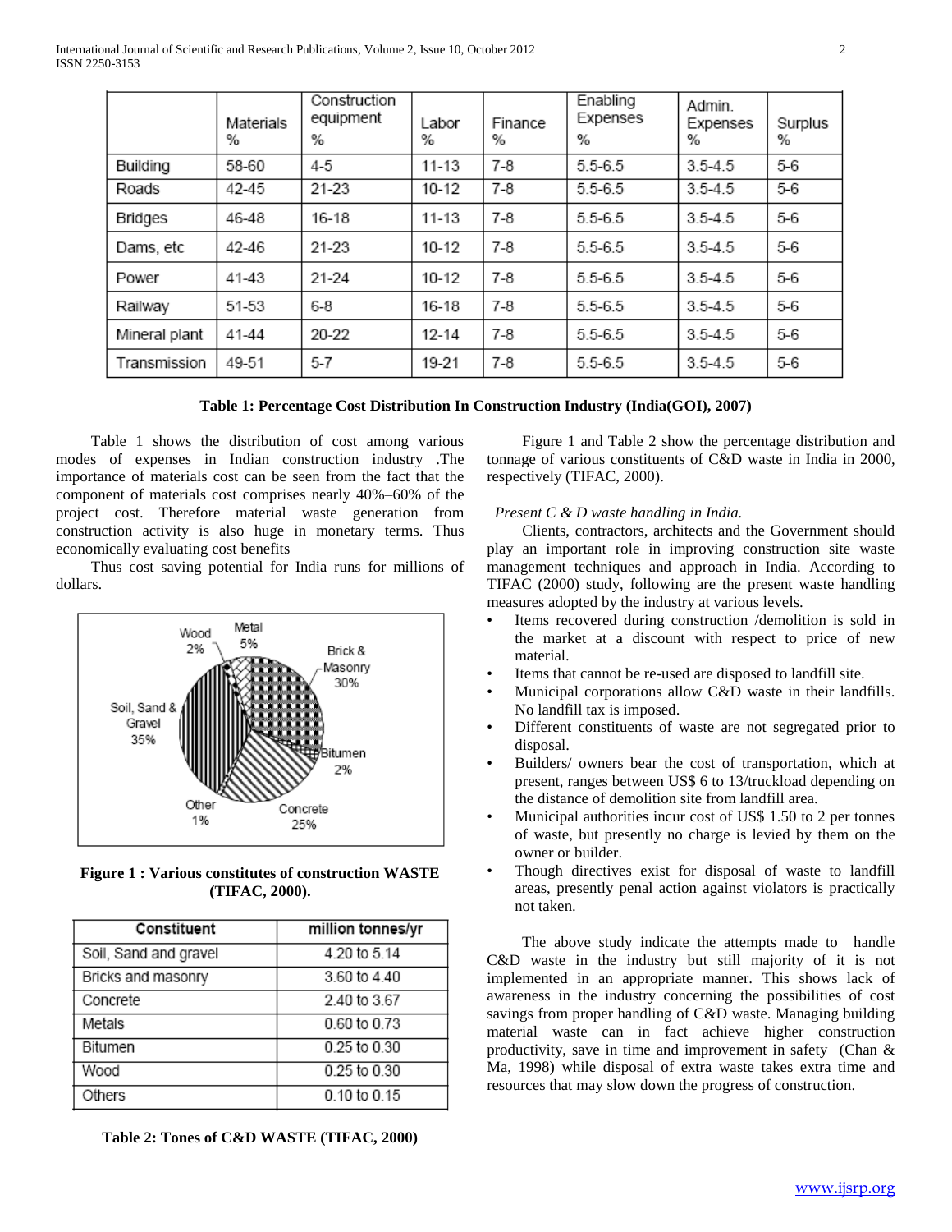| | Materials % | Construction equipment % | Labor % | Finance % | Enabling Expenses % | Admin. Expenses % | Surplus % |
|---|---|---|---|---|---|---|---|
| Building | 58-60 | 4-5 | 11-13 | 7-8 | 5.5-6.5 | 3.5-4.5 | 5-6 |
| Roads | 42-45 | 21-23 | 10-12 | 7-8 | 5.5-6.5 | 3.5-4.5 | 5-6 |
| Bridges | 46-48 | 16-18 | 11-13 | 7-8 | 5.5-6.5 | 3.5-4.5 | 5-6 |
| Dams, etc | 42-46 | 21-23 | 10-12 | 7-8 | 5.5-6.5 | 3.5-4.5 | 5-6 |
| Power | 41-43 | 21-24 | 10-12 | 7-8 | 5.5-6.5 | 3.5-4.5 | 5-6 |
| Railway | 51-53 | 6-8 | 16-18 | 7-8 | 5.5-6.5 | 3.5-4.5 | 5-6 |
| Mineral plant | 41-44 | 20-22 | 12-14 | 7-8 | 5.5-6.5 | 3.5-4.5 | 5-6 |
| Transmission | 49-51 | 5-7 | 19-21 | 7-8 | 5.5-6.5 | 3.5-4.5 | 5-6 |

**Table 1: Percentage Cost Distribution In Construction Industry (India(GOI), 2007)**

Table 1 shows the distribution of cost among various modes of expenses in Indian construction industry .The importance of materials cost can be seen from the fact that the component of materials cost comprises nearly 40%–60% of the project cost. Therefore material waste generation from construction activity is also huge in monetary terms. Thus economically evaluating cost benefits

Thus cost saving potential for India runs for millions of dollars.

Wood 2%
Metal 5%
Brick & Masonry 30%
Bitumen 2%
Concrete 25%
Other 1%
Soil, Sand & Gravel 35%

**Figure 1 : Various constitutes of construction WASTE (TIFAC, 2000).**

| Constituent | million tonnes/yr |
|---|---|
| Soil, Sand and gravel | 4.20 to 5.14 |
| Bricks and masonry | 3.60 to 4.40 |
| Concrete | 2.40 to 3.67 |
| Metals | 0.60 to 0.73 |
| Bitumen | 0.25 to 0.30 |
| Wood | 0.25 to 0.30 |
| Others | 0.10 to 0.15 |

**Table 2: Tones of C&D WASTE (TIFAC, 2000)**

Figure 1 and Table 2 show the percentage distribution and tonnage of various constituents of C&D waste in India in 2000, respectively (TIFAC, 2000).

*Present C & D waste handling in India.*

Clients, contractors, architects and the Government should play an important role in improving construction site waste management techniques and approach in India. According to TIFAC (2000) study, following are the present waste handling measures adopted by the industry at various levels.

- Items recovered during construction /demolition is sold in the market at a discount with respect to price of new material.
- Items that cannot be re-used are disposed to landfill site.
- Municipal corporations allow C&D waste in their landfills. No landfill tax is imposed.
- Different constituents of waste are not segregated prior to disposal.
- Builders/ owners bear the cost of transportation, which at present, ranges between US$ 6 to 13/truckload depending on the distance of demolition site from landfill area.
- Municipal authorities incur cost of US$ 1.50 to 2 per tonnes of waste, but presently no charge is levied by them on the owner or builder.
- Though directives exist for disposal of waste to landfill areas, presently penal action against violators is practically not taken.

The above study indicate the attempts made to handle C&D waste in the industry but still majority of it is not implemented in an appropriate manner. This shows lack of awareness in the industry concerning the possibilities of cost savings from proper handling of C&D waste. Managing building material waste can in fact achieve higher construction productivity, save in time and improvement in safety (Chan & Ma, 1998) while disposal of extra waste takes extra time and resources that may slow down the progress of construction.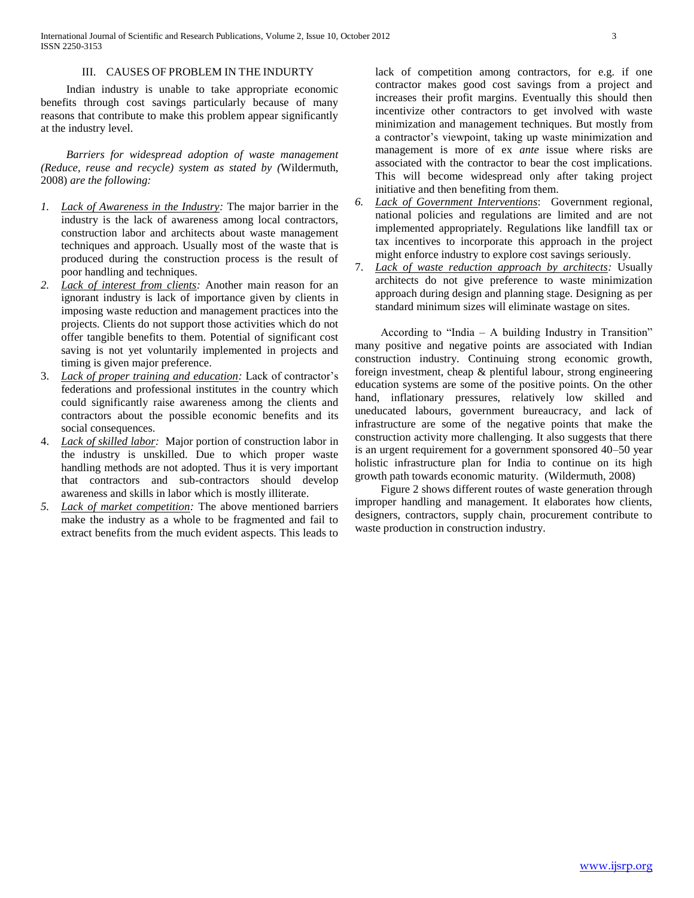## III. CAUSES OF PROBLEM IN THE INDURTY

Indian industry is unable to take appropriate economic benefits through cost savings particularly because of many reasons that contribute to make this problem appear significantly at the industry level.

*Barriers for widespread adoption of waste management (Reduce, reuse and recycle) system as stated by (*Wildermuth, 2008) *are the following:*

1. *Lack of Awareness in the Industry:* The major barrier in the industry is the lack of awareness among local contractors, construction labor and architects about waste management techniques and approach. Usually most of the waste that is produced during the construction process is the result of poor handling and techniques.
2. *Lack of interest from clients:* Another main reason for an ignorant industry is lack of importance given by clients in imposing waste reduction and management practices into the projects. Clients do not support those activities which do not offer tangible benefits to them. Potential of significant cost saving is not yet voluntarily implemented in projects and timing is given major preference.
3. *Lack of proper training and education:* Lack of contractor's federations and professional institutes in the country which could significantly raise awareness among the clients and contractors about the possible economic benefits and its social consequences.
4. *Lack of skilled labor:* Major portion of construction labor in the industry is unskilled. Due to which proper waste handling methods are not adopted. Thus it is very important that contractors and sub-contractors should develop awareness and skills in labor which is mostly illiterate.
5. *Lack of market competition:* The above mentioned barriers make the industry as a whole to be fragmented and fail to extract benefits from the much evident aspects. This leads to lack of competition among contractors, for e.g. if one contractor makes good cost savings from a project and increases their profit margins. Eventually this should then incentivize other contractors to get involved with waste minimization and management techniques. But mostly from a contractor's viewpoint, taking up waste minimization and management is more of ex *ante* issue where risks are associated with the contractor to bear the cost implications. This will become widespread only after taking project initiative and then benefiting from them.
6. *Lack of Government Interventions*: Government regional, national policies and regulations are limited and are not implemented appropriately. Regulations like landfill tax or tax incentives to incorporate this approach in the project might enforce industry to explore cost savings seriously.
7. *Lack of waste reduction approach by architects:* Usually architects do not give preference to waste minimization approach during design and planning stage. Designing as per standard minimum sizes will eliminate wastage on sites.

According to "India – A building Industry in Transition" many positive and negative points are associated with Indian construction industry. Continuing strong economic growth, foreign investment, cheap & plentiful labour, strong engineering education systems are some of the positive points. On the other hand, inflationary pressures, relatively low skilled and uneducated labours, government bureaucracy, and lack of infrastructure are some of the negative points that make the construction activity more challenging. It also suggests that there is an urgent requirement for a government sponsored 40–50 year holistic infrastructure plan for India to continue on its high growth path towards economic maturity. (Wildermuth, 2008)

Figure 2 shows different routes of waste generation through improper handling and management. It elaborates how clients, designers, contractors, supply chain, procurement contribute to waste production in construction industry.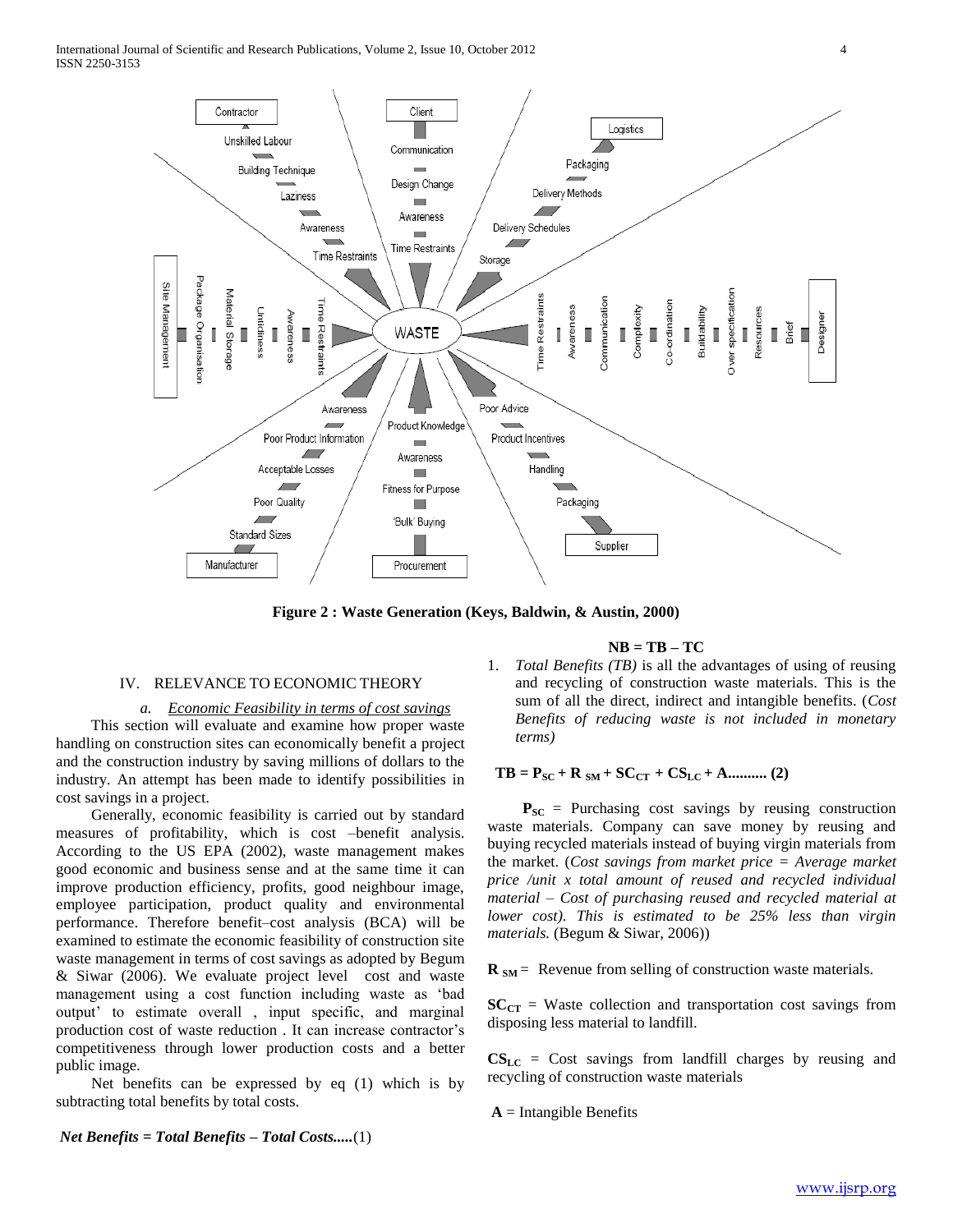Contractor

Unskilled Labour

Building Technique

Laziness

Awareness

Time Restraints

Client

Communication

Design Change

Awareness

Time Restraints

Logistics

Packaging

Delivery Methods

Delivery Schedules

Storage

Site Management

Package Organisation

Material Storage

Untidiness

Awareness

Time Restraints

WASTE

Time Restraints

Awareness

Communication

Complexity

Co-ordination

Buildability

Over specification

Resources

Brief

Designer

Awareness

Poor Product Information

Acceptable Losses

Poor Quality

Standard Sizes

Manufacturer

Product Knowledge

Awareness

Fitness for Purpose

'Bulk' Buying

Procurement

Poor Advice

Product Incentives

Handling

Packaging

Supplier

**Figure 2 : Waste Generation (Keys, Baldwin, & Austin, 2000)**

## IV. RELEVANCE TO ECONOMIC THEORY

### *a. Economic Feasibility in terms of cost savings*

This section will evaluate and examine how proper waste handling on construction sites can economically benefit a project and the construction industry by saving millions of dollars to the industry. An attempt has been made to identify possibilities in cost savings in a project.

Generally, economic feasibility is carried out by standard measures of profitability, which is cost –benefit analysis. According to the US EPA (2002), waste management makes good economic and business sense and at the same time it can improve production efficiency, profits, good neighbour image, employee participation, product quality and environmental performance. Therefore benefit–cost analysis (BCA) will be examined to estimate the economic feasibility of construction site waste management in terms of cost savings as adopted by Begum & Siwar (2006). We evaluate project level cost and waste management using a cost function including waste as 'bad output' to estimate overall , input specific, and marginal production cost of waste reduction . It can increase contractor's competitiveness through lower production costs and a better public image.

Net benefits can be expressed by eq (1) which is by subtracting total benefits by total costs.

***Net Benefits = Total Benefits – Total Costs.....***(1)

$$NB = TB - TC$$

1. *Total Benefits (TB)* is all the advantages of using of reusing and recycling of construction waste materials. This is the sum of all the direct, indirect and intangible benefits. (*Cost Benefits of reducing waste is not included in monetary terms)*

$$TB = P_{SC} + R_{SM} + SC_{CT} + CS_{LC} + A \text{..........} (2)$$

$P_{SC}$ = Purchasing cost savings by reusing construction waste materials. Company can save money by reusing and buying recycled materials instead of buying virgin materials from the market. (*Cost savings from market price = Average market price /unit x total amount of reused and recycled individual material – Cost of purchasing reused and recycled material at lower cost). This is estimated to be 25% less than virgin materials.* (Begum & Siwar, 2006))

$R_{SM}$ = Revenue from selling of construction waste materials.

$SC_{CT}$ = Waste collection and transportation cost savings from disposing less material to landfill.

$CS_{LC}$ = Cost savings from landfill charges by reusing and recycling of construction waste materials

**A** = Intangible Benefits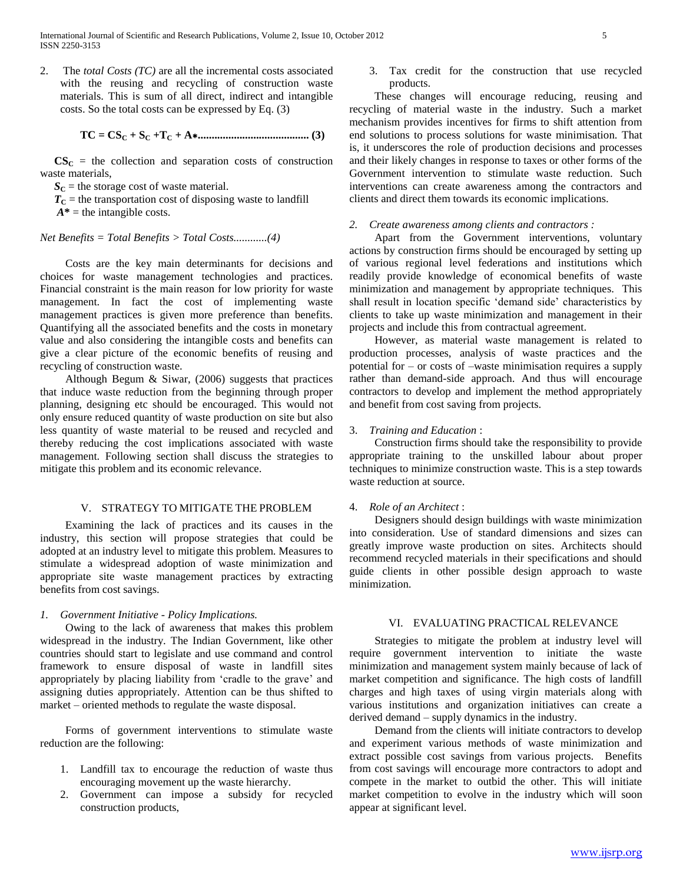2. The *total Costs (TC)* are all the incremental costs associated with the reusing and recycling of construction waste materials. This is sum of all direct, indirect and intangible costs. So the total costs can be expressed by Eq. (3)

$$\mathbf{TC = CS_C + S_C + T_C + A^*} \quad \text{.......................................} \quad \mathbf{(3)}$$

$\mathbf{CS_C}$ = the collection and separation costs of construction waste materials,

$S_C$ = the storage cost of waste material.

$T_C$ = the transportation cost of disposing waste to landfill

$A^*$ = the intangible costs.

*Net Benefits = Total Benefits > Total Costs............(4)*

Costs are the key main determinants for decisions and choices for waste management technologies and practices. Financial constraint is the main reason for low priority for waste management. In fact the cost of implementing waste management practices is given more preference than benefits. Quantifying all the associated benefits and the costs in monetary value and also considering the intangible costs and benefits can give a clear picture of the economic benefits of reusing and recycling of construction waste.

Although Begum & Siwar, (2006) suggests that practices that induce waste reduction from the beginning through proper planning, designing etc should be encouraged. This would not only ensure reduced quantity of waste production on site but also less quantity of waste material to be reused and recycled and thereby reducing the cost implications associated with waste management. Following section shall discuss the strategies to mitigate this problem and its economic relevance.

## V. STRATEGY TO MITIGATE THE PROBLEM

Examining the lack of practices and its causes in the industry, this section will propose strategies that could be adopted at an industry level to mitigate this problem. Measures to stimulate a widespread adoption of waste minimization and appropriate site waste management practices by extracting benefits from cost savings.

*1. Government Initiative - Policy Implications.*

Owing to the lack of awareness that makes this problem widespread in the industry. The Indian Government, like other countries should start to legislate and use command and control framework to ensure disposal of waste in landfill sites appropriately by placing liability from 'cradle to the grave' and assigning duties appropriately. Attention can be thus shifted to market – oriented methods to regulate the waste disposal.

Forms of government interventions to stimulate waste reduction are the following:

1. Landfill tax to encourage the reduction of waste thus encouraging movement up the waste hierarchy.
2. Government can impose a subsidy for recycled construction products,
3. Tax credit for the construction that use recycled products.

These changes will encourage reducing, reusing and recycling of material waste in the industry. Such a market mechanism provides incentives for firms to shift attention from end solutions to process solutions for waste minimisation. That is, it underscores the role of production decisions and processes and their likely changes in response to taxes or other forms of the Government intervention to stimulate waste reduction. Such interventions can create awareness among the contractors and clients and direct them towards its economic implications.

*2. Create awareness among clients and contractors :*

Apart from the Government interventions, voluntary actions by construction firms should be encouraged by setting up of various regional level federations and institutions which readily provide knowledge of economical benefits of waste minimization and management by appropriate techniques. This shall result in location specific 'demand side' characteristics by clients to take up waste minimization and management in their projects and include this from contractual agreement.

However, as material waste management is related to production processes, analysis of waste practices and the potential for – or costs of –waste minimisation requires a supply rather than demand-side approach. And thus will encourage contractors to develop and implement the method appropriately and benefit from cost saving from projects.

3. *Training and Education* :

Construction firms should take the responsibility to provide appropriate training to the unskilled labour about proper techniques to minimize construction waste. This is a step towards waste reduction at source.

4. *Role of an Architect* :

Designers should design buildings with waste minimization into consideration. Use of standard dimensions and sizes can greatly improve waste production on sites. Architects should recommend recycled materials in their specifications and should guide clients in other possible design approach to waste minimization.

## VI. EVALUATING PRACTICAL RELEVANCE

Strategies to mitigate the problem at industry level will require government intervention to initiate the waste minimization and management system mainly because of lack of market competition and significance. The high costs of landfill charges and high taxes of using virgin materials along with various institutions and organization initiatives can create a derived demand – supply dynamics in the industry.

Demand from the clients will initiate contractors to develop and experiment various methods of waste minimization and extract possible cost savings from various projects. Benefits from cost savings will encourage more contractors to adopt and compete in the market to outbid the other. This will initiate market competition to evolve in the industry which will soon appear at significant level.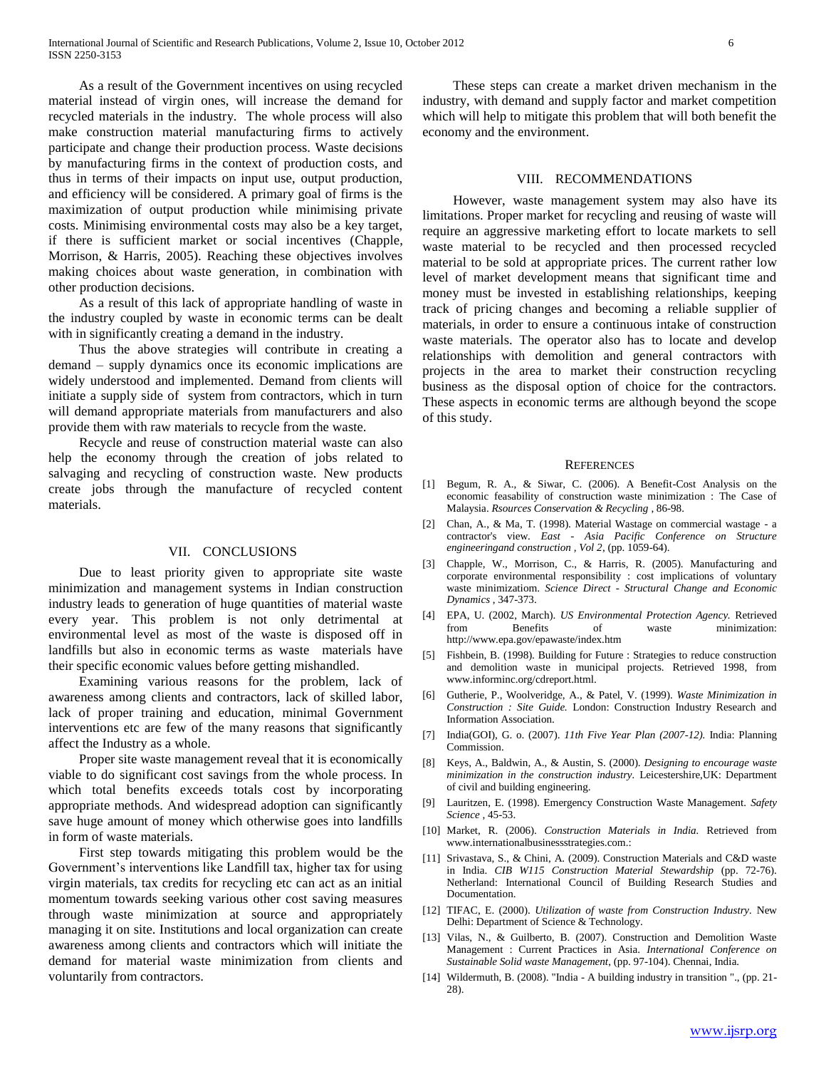As a result of the Government incentives on using recycled material instead of virgin ones, will increase the demand for recycled materials in the industry. The whole process will also make construction material manufacturing firms to actively participate and change their production process. Waste decisions by manufacturing firms in the context of production costs, and thus in terms of their impacts on input use, output production, and efficiency will be considered. A primary goal of firms is the maximization of output production while minimising private costs. Minimising environmental costs may also be a key target, if there is sufficient market or social incentives (Chapple, Morrison, & Harris, 2005). Reaching these objectives involves making choices about waste generation, in combination with other production decisions.

As a result of this lack of appropriate handling of waste in the industry coupled by waste in economic terms can be dealt with in significantly creating a demand in the industry.

Thus the above strategies will contribute in creating a demand – supply dynamics once its economic implications are widely understood and implemented. Demand from clients will initiate a supply side of system from contractors, which in turn will demand appropriate materials from manufacturers and also provide them with raw materials to recycle from the waste.

Recycle and reuse of construction material waste can also help the economy through the creation of jobs related to salvaging and recycling of construction waste. New products create jobs through the manufacture of recycled content materials.

## VII. CONCLUSIONS

Due to least priority given to appropriate site waste minimization and management systems in Indian construction industry leads to generation of huge quantities of material waste every year. This problem is not only detrimental at environmental level as most of the waste is disposed off in landfills but also in economic terms as waste materials have their specific economic values before getting mishandled.

Examining various reasons for the problem, lack of awareness among clients and contractors, lack of skilled labor, lack of proper training and education, minimal Government interventions etc are few of the many reasons that significantly affect the Industry as a whole.

Proper site waste management reveal that it is economically viable to do significant cost savings from the whole process. In which total benefits exceeds totals cost by incorporating appropriate methods. And widespread adoption can significantly save huge amount of money which otherwise goes into landfills in form of waste materials.

First step towards mitigating this problem would be the Government's interventions like Landfill tax, higher tax for using virgin materials, tax credits for recycling etc can act as an initial momentum towards seeking various other cost saving measures through waste minimization at source and appropriately managing it on site. Institutions and local organization can create awareness among clients and contractors which will initiate the demand for material waste minimization from clients and voluntarily from contractors.

These steps can create a market driven mechanism in the industry, with demand and supply factor and market competition which will help to mitigate this problem that will both benefit the economy and the environment.

## VIII. RECOMMENDATIONS

However, waste management system may also have its limitations. Proper market for recycling and reusing of waste will require an aggressive marketing effort to locate markets to sell waste material to be recycled and then processed recycled material to be sold at appropriate prices. The current rather low level of market development means that significant time and money must be invested in establishing relationships, keeping track of pricing changes and becoming a reliable supplier of materials, in order to ensure a continuous intake of construction waste materials. The operator also has to locate and develop relationships with demolition and general contractors with projects in the area to market their construction recycling business as the disposal option of choice for the contractors. These aspects in economic terms are although beyond the scope of this study.

## REFERENCES

[1] Begum, R. A., & Siwar, C. (2006). A Benefit-Cost Analysis on the economic feasability of construction waste minimization : The Case of Malaysia. *Rsources Conservation & Recycling* , 86-98.

[2] Chan, A., & Ma, T. (1998). Material Wastage on commercial wastage - a contractor's view. *East - Asia Pacific Conference on Structure engineeringand construction , Vol 2*, (pp. 1059-64).

[3] Chapple, W., Morrison, C., & Harris, R. (2005). Manufacturing and corporate environmental responsibility : cost implications of voluntary waste minimizatiom. *Science Direct - Structural Change and Economic Dynamics* , 347-373.

[4] EPA, U. (2002, March). *US Environmental Protection Agency.* Retrieved from Benefits of waste minimization: http://www.epa.gov/epawaste/index.htm

[5] Fishbein, B. (1998). Building for Future : Strategies to reduce construction and demolition waste in municipal projects. Retrieved 1998, from www.informinc.org/cdreport.html.

[6] Gutherie, P., Woolveridge, A., & Patel, V. (1999). *Waste Minimization in Construction : Site Guide.* London: Construction Industry Research and Information Association.

[7] India(GOI), G. o. (2007). *11th Five Year Plan (2007-12).* India: Planning Commission.

[8] Keys, A., Baldwin, A., & Austin, S. (2000). *Designing to encourage waste minimization in the construction industry.* Leicestershire,UK: Department of civil and building engineering.

[9] Lauritzen, E. (1998). Emergency Construction Waste Management. *Safety Science* , 45-53.

[10] Market, R. (2006). *Construction Materials in India.* Retrieved from www.internationalbusinessstrategies.com.:

[11] Srivastava, S., & Chini, A. (2009). Construction Materials and C&D waste in India. *CIB W115 Construction Material Stewardship* (pp. 72-76). Netherland: International Council of Building Research Studies and Documentation.

[12] TIFAC, E. (2000). *Utilization of waste from Construction Industry.* New Delhi: Department of Science & Technology.

[13] Vilas, N., & Guilberto, B. (2007). Construction and Demolition Waste Management : Current Practices in Asia. *International Conference on Sustainable Solid waste Management*, (pp. 97-104). Chennai, India.

[14] Wildermuth, B. (2008). "India - A building industry in transition "., (pp. 21-28).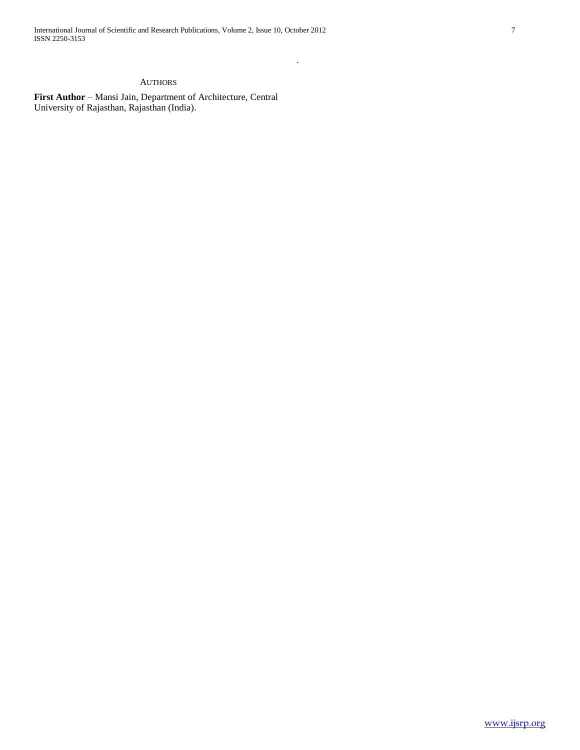## AUTHORS

**First Author** – Mansi Jain, Department of Architecture, Central University of Rajasthan, Rajasthan (India).